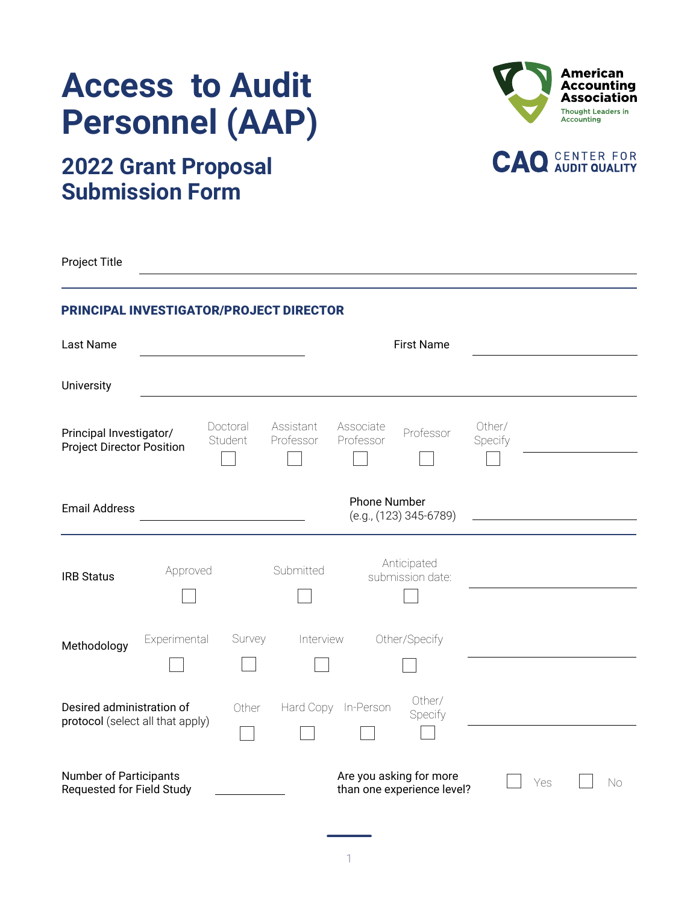# Access to Audit Personnel (AAP)

## 2022 Grant Proposal Submission Form

American Accounting Association
Thought Leaders in Accounting

CAQ CENTER FOR AUDIT QUALITY

Project Title ______________________________

### PRINCIPAL INVESTIGATOR/PROJECT DIRECTOR

Last Name ______________________ First Name ______________________

University ______________________________

Principal Investigator/ Project Director Position

- ☐ Doctoral Student
- ☐ Assistant Professor
- ☐ Associate Professor
- ☐ Professor
- ☐ Other/ Specify ______________________

Email Address ______________________ Phone Number (e.g., (123) 345-6789) ______________________

IRB Status

- ☐ Approved
- ☐ Submitted
- ☐ Anticipated submission date: ______________________

Methodology

- ☐ Experimental
- ☐ Survey
- ☐ Interview
- ☐ Other/Specify ______________________

Desired administration of protocol (select all that apply)

- ☐ Other
- ☐ Hard Copy
- ☐ In-Person
- ☐ Other/ Specify ______________________

Number of Participants Requested for Field Study ______________

Are you asking for more than one experience level? ☐ Yes ☐ No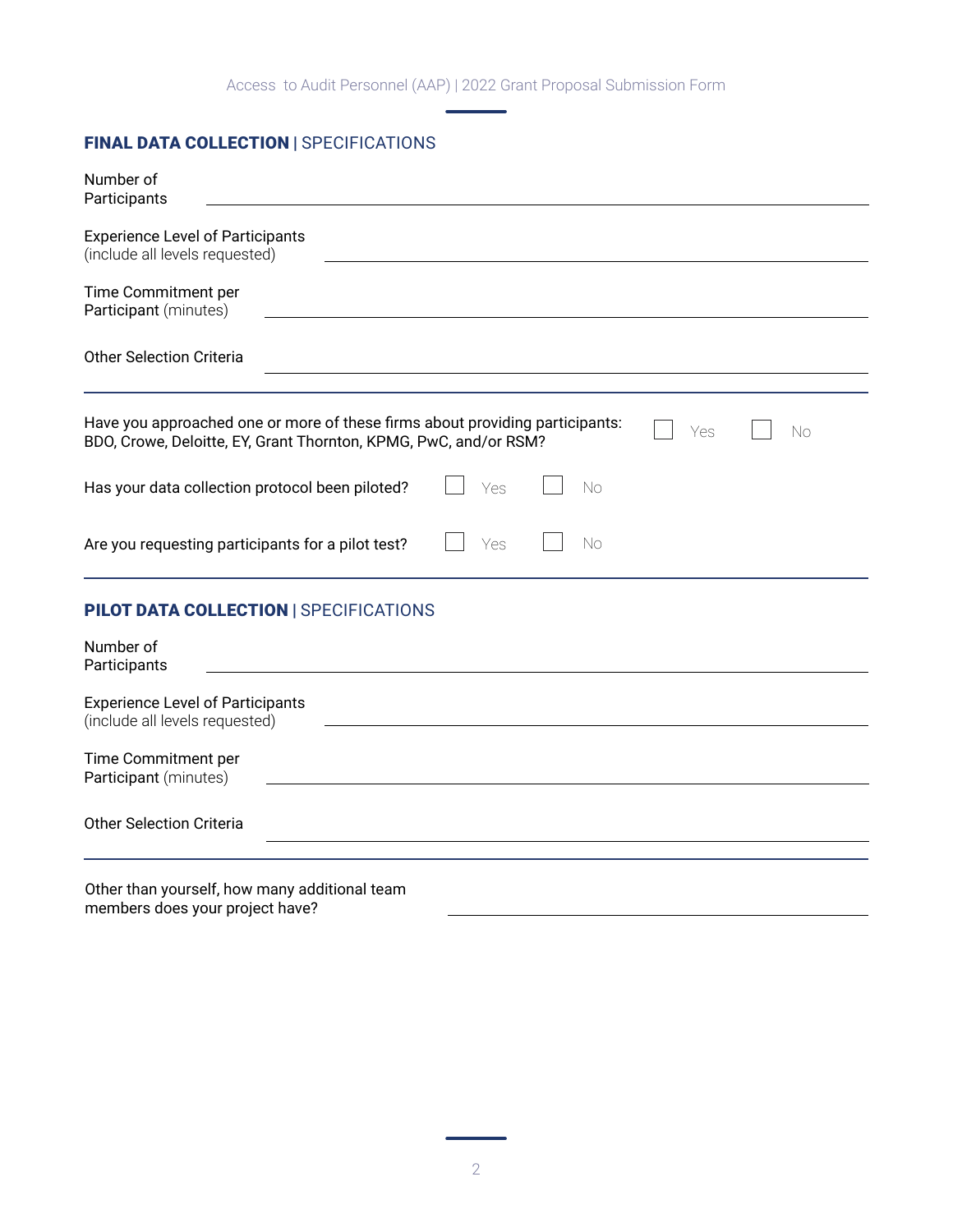## **FINAL DATA COLLECTION** | SPECIFICATIONS

Number of Participants ______________________________

Experience Level of Participants (include all levels requested) ______________________________

Time Commitment per Participant (minutes) ______________________________

Other Selection Criteria ______________________________

---

Have you approached one or more of these firms about providing participants: BDO, Crowe, Deloitte, EY, Grant Thornton, KPMG, PwC, and/or RSM? ☐ Yes ☐ No

Has your data collection protocol been piloted? ☐ Yes ☐ No

Are you requesting participants for a pilot test? ☐ Yes ☐ No

---

## **PILOT DATA COLLECTION** | SPECIFICATIONS

Number of Participants ______________________________

Experience Level of Participants (include all levels requested) ______________________________

Time Commitment per Participant (minutes) ______________________________

Other Selection Criteria ______________________________

---

Other than yourself, how many additional team members does your project have? ______________________________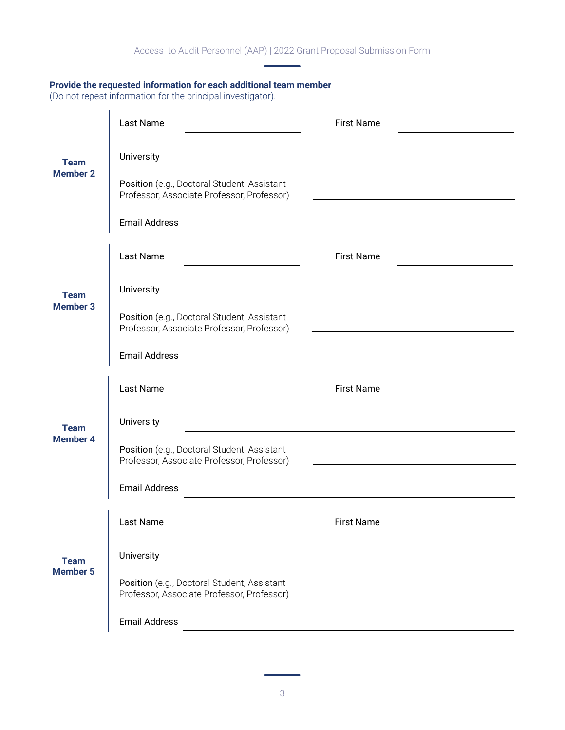**Provide the requested information for each additional team member**
(Do not repeat information for the principal investigator).

**Team Member 2**

Last Name ____________________ First Name ____________________

University ________________________________________

Position (e.g., Doctoral Student, Assistant Professor, Associate Professor, Professor) ____________________

Email Address ________________________________________

**Team Member 3**

Last Name ____________________ First Name ____________________

University ________________________________________

Position (e.g., Doctoral Student, Assistant Professor, Associate Professor, Professor) ____________________

Email Address ________________________________________

**Team Member 4**

Last Name ____________________ First Name ____________________

University ________________________________________

Position (e.g., Doctoral Student, Assistant Professor, Associate Professor, Professor) ____________________

Email Address ________________________________________

**Team Member 5**

Last Name ____________________ First Name ____________________

University ________________________________________

Position (e.g., Doctoral Student, Assistant Professor, Associate Professor, Professor) ____________________

Email Address ________________________________________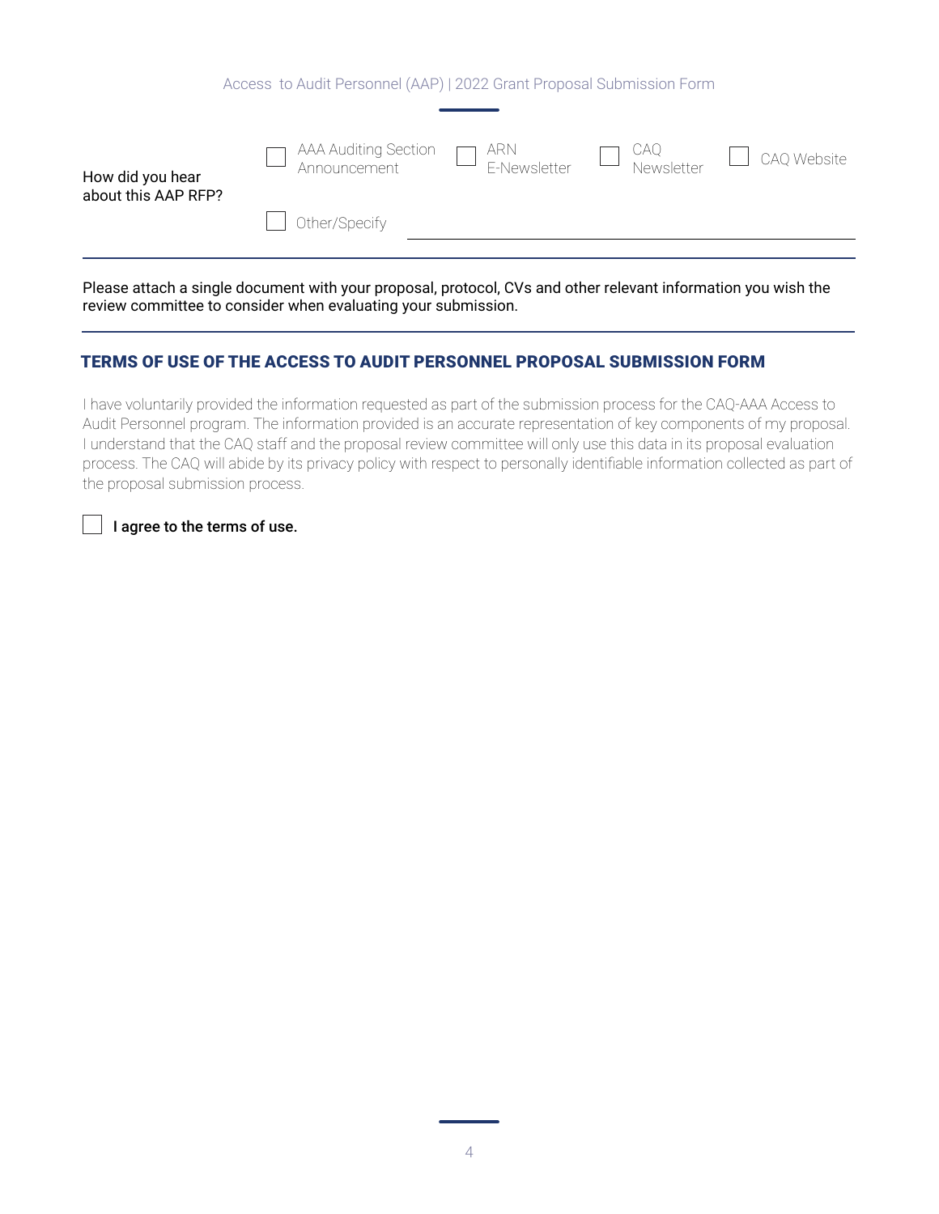How did you hear about this AAP RFP?

- [ ] AAA Auditing Section Announcement
- [ ] ARN E-Newsletter
- [ ] CAQ Newsletter
- [ ] CAQ Website
- [ ] Other/Specify ____________________

Please attach a single document with your proposal, protocol, CVs and other relevant information you wish the review committee to consider when evaluating your submission.

## TERMS OF USE OF THE ACCESS TO AUDIT PERSONNEL PROPOSAL SUBMISSION FORM

I have voluntarily provided the information requested as part of the submission process for the CAQ-AAA Access to Audit Personnel program. The information provided is an accurate representation of key components of my proposal. I understand that the CAQ staff and the proposal review committee will only use this data in its proposal evaluation process. The CAQ will abide by its privacy policy with respect to personally identifiable information collected as part of the proposal submission process.

- [ ] **I agree to the terms of use.**